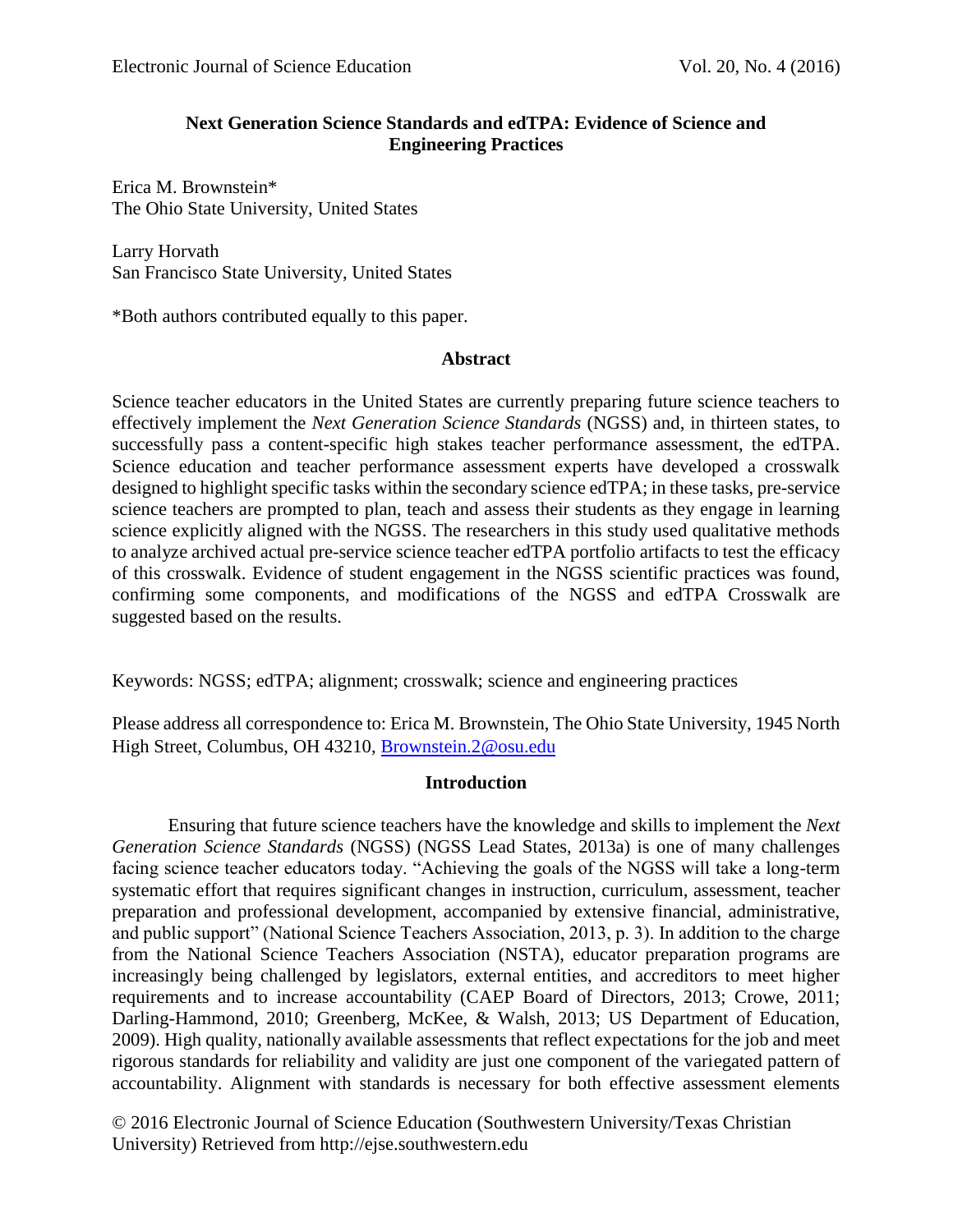# Next Generation Science Standards and edTPA: Evidence of Science and Engineering Practices

Erica M. Brownstein*
The Ohio State University, United States

Larry Horvath
San Francisco State University, United States

*Both authors contributed equally to this paper.

## Abstract

Science teacher educators in the United States are currently preparing future science teachers to effectively implement the *Next Generation Science Standards* (NGSS) and, in thirteen states, to successfully pass a content-specific high stakes teacher performance assessment, the edTPA. Science education and teacher performance assessment experts have developed a crosswalk designed to highlight specific tasks within the secondary science edTPA; in these tasks, pre-service science teachers are prompted to plan, teach and assess their students as they engage in learning science explicitly aligned with the NGSS. The researchers in this study used qualitative methods to analyze archived actual pre-service science teacher edTPA portfolio artifacts to test the efficacy of this crosswalk. Evidence of student engagement in the NGSS scientific practices was found, confirming some components, and modifications of the NGSS and edTPA Crosswalk are suggested based on the results.

Keywords: NGSS; edTPA; alignment; crosswalk; science and engineering practices

Please address all correspondence to: Erica M. Brownstein, The Ohio State University, 1945 North High Street, Columbus, OH 43210, Brownstein.2@osu.edu

## Introduction

Ensuring that future science teachers have the knowledge and skills to implement the *Next Generation Science Standards* (NGSS) (NGSS Lead States, 2013a) is one of many challenges facing science teacher educators today. "Achieving the goals of the NGSS will take a long-term systematic effort that requires significant changes in instruction, curriculum, assessment, teacher preparation and professional development, accompanied by extensive financial, administrative, and public support" (National Science Teachers Association, 2013, p. 3). In addition to the charge from the National Science Teachers Association (NSTA), educator preparation programs are increasingly being challenged by legislators, external entities, and accreditors to meet higher requirements and to increase accountability (CAEP Board of Directors, 2013; Crowe, 2011; Darling-Hammond, 2010; Greenberg, McKee, & Walsh, 2013; US Department of Education, 2009). High quality, nationally available assessments that reflect expectations for the job and meet rigorous standards for reliability and validity are just one component of the variegated pattern of accountability. Alignment with standards is necessary for both effective assessment elements

© 2016 Electronic Journal of Science Education (Southwestern University/Texas Christian University) Retrieved from http://ejse.southwestern.edu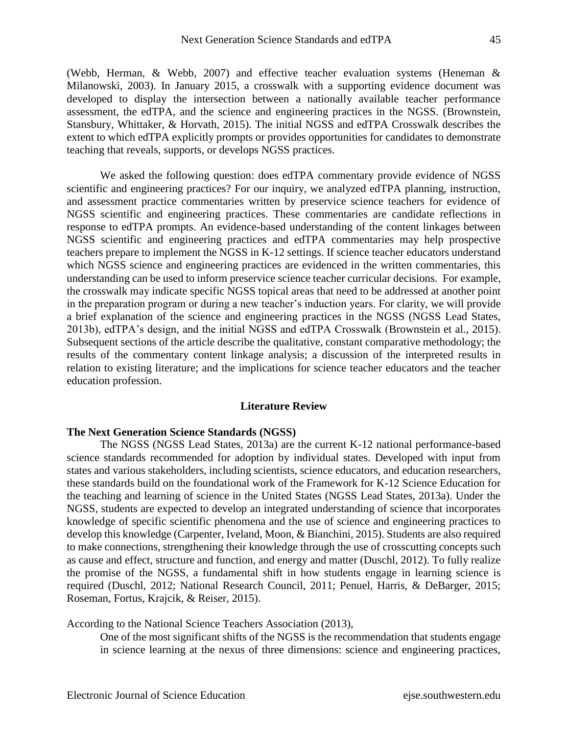(Webb, Herman, & Webb, 2007) and effective teacher evaluation systems (Heneman & Milanowski, 2003). In January 2015, a crosswalk with a supporting evidence document was developed to display the intersection between a nationally available teacher performance assessment, the edTPA, and the science and engineering practices in the NGSS. (Brownstein, Stansbury, Whittaker, & Horvath, 2015). The initial NGSS and edTPA Crosswalk describes the extent to which edTPA explicitly prompts or provides opportunities for candidates to demonstrate teaching that reveals, supports, or develops NGSS practices.

We asked the following question: does edTPA commentary provide evidence of NGSS scientific and engineering practices? For our inquiry, we analyzed edTPA planning, instruction, and assessment practice commentaries written by preservice science teachers for evidence of NGSS scientific and engineering practices. These commentaries are candidate reflections in response to edTPA prompts. An evidence-based understanding of the content linkages between NGSS scientific and engineering practices and edTPA commentaries may help prospective teachers prepare to implement the NGSS in K-12 settings. If science teacher educators understand which NGSS science and engineering practices are evidenced in the written commentaries, this understanding can be used to inform preservice science teacher curricular decisions. For example, the crosswalk may indicate specific NGSS topical areas that need to be addressed at another point in the preparation program or during a new teacher's induction years. For clarity, we will provide a brief explanation of the science and engineering practices in the NGSS (NGSS Lead States, 2013b), edTPA's design, and the initial NGSS and edTPA Crosswalk (Brownstein et al., 2015). Subsequent sections of the article describe the qualitative, constant comparative methodology; the results of the commentary content linkage analysis; a discussion of the interpreted results in relation to existing literature; and the implications for science teacher educators and the teacher education profession.

## Literature Review

### The Next Generation Science Standards (NGSS)

The NGSS (NGSS Lead States, 2013a) are the current K-12 national performance-based science standards recommended for adoption by individual states. Developed with input from states and various stakeholders, including scientists, science educators, and education researchers, these standards build on the foundational work of the Framework for K-12 Science Education for the teaching and learning of science in the United States (NGSS Lead States, 2013a). Under the NGSS, students are expected to develop an integrated understanding of science that incorporates knowledge of specific scientific phenomena and the use of science and engineering practices to develop this knowledge (Carpenter, Iveland, Moon, & Bianchini, 2015). Students are also required to make connections, strengthening their knowledge through the use of crosscutting concepts such as cause and effect, structure and function, and energy and matter (Duschl, 2012). To fully realize the promise of the NGSS, a fundamental shift in how students engage in learning science is required (Duschl, 2012; National Research Council, 2011; Penuel, Harris, & DeBarger, 2015; Roseman, Fortus, Krajcik, & Reiser, 2015).

According to the National Science Teachers Association (2013),

> One of the most significant shifts of the NGSS is the recommendation that students engage in science learning at the nexus of three dimensions: science and engineering practices,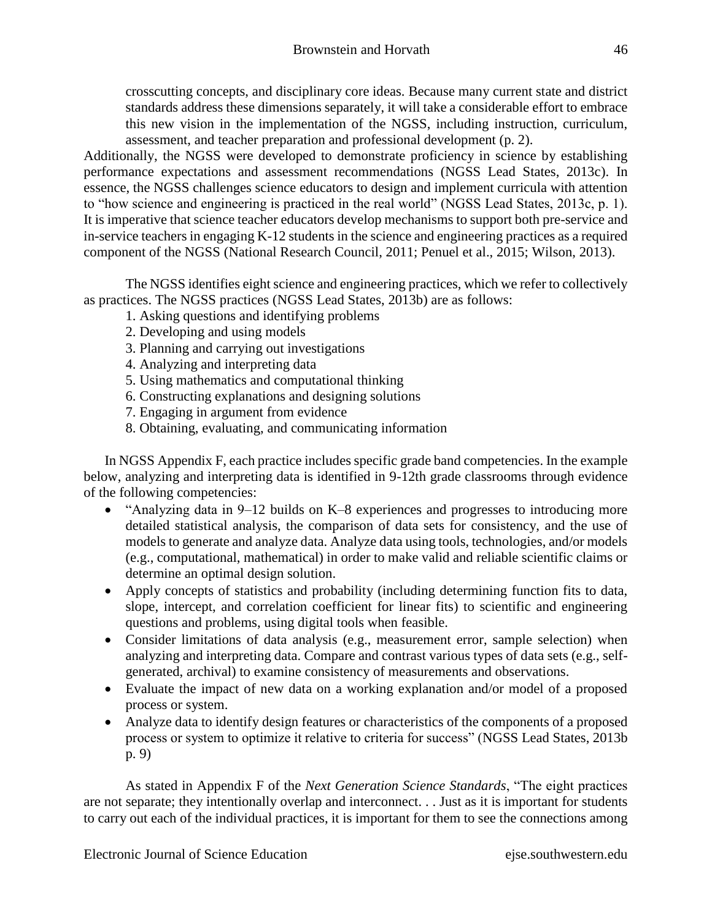> crosscutting concepts, and disciplinary core ideas. Because many current state and district standards address these dimensions separately, it will take a considerable effort to embrace this new vision in the implementation of the NGSS, including instruction, curriculum, assessment, and teacher preparation and professional development (p. 2).

Additionally, the NGSS were developed to demonstrate proficiency in science by establishing performance expectations and assessment recommendations (NGSS Lead States, 2013c). In essence, the NGSS challenges science educators to design and implement curricula with attention to "how science and engineering is practiced in the real world" (NGSS Lead States, 2013c, p. 1). It is imperative that science teacher educators develop mechanisms to support both pre-service and in-service teachers in engaging K-12 students in the science and engineering practices as a required component of the NGSS (National Research Council, 2011; Penuel et al., 2015; Wilson, 2013).

The NGSS identifies eight science and engineering practices, which we refer to collectively as practices. The NGSS practices (NGSS Lead States, 2013b) are as follows:

1. Asking questions and identifying problems
2. Developing and using models
3. Planning and carrying out investigations
4. Analyzing and interpreting data
5. Using mathematics and computational thinking
6. Constructing explanations and designing solutions
7. Engaging in argument from evidence
8. Obtaining, evaluating, and communicating information

In NGSS Appendix F, each practice includes specific grade band competencies. In the example below, analyzing and interpreting data is identified in 9-12th grade classrooms through evidence of the following competencies:

- "Analyzing data in 9–12 builds on K–8 experiences and progresses to introducing more detailed statistical analysis, the comparison of data sets for consistency, and the use of models to generate and analyze data. Analyze data using tools, technologies, and/or models (e.g., computational, mathematical) in order to make valid and reliable scientific claims or determine an optimal design solution.
- Apply concepts of statistics and probability (including determining function fits to data, slope, intercept, and correlation coefficient for linear fits) to scientific and engineering questions and problems, using digital tools when feasible.
- Consider limitations of data analysis (e.g., measurement error, sample selection) when analyzing and interpreting data. Compare and contrast various types of data sets (e.g., self-generated, archival) to examine consistency of measurements and observations.
- Evaluate the impact of new data on a working explanation and/or model of a proposed process or system.
- Analyze data to identify design features or characteristics of the components of a proposed process or system to optimize it relative to criteria for success" (NGSS Lead States, 2013b p. 9)

As stated in Appendix F of the *Next Generation Science Standards*, "The eight practices are not separate; they intentionally overlap and interconnect. . . Just as it is important for students to carry out each of the individual practices, it is important for them to see the connections among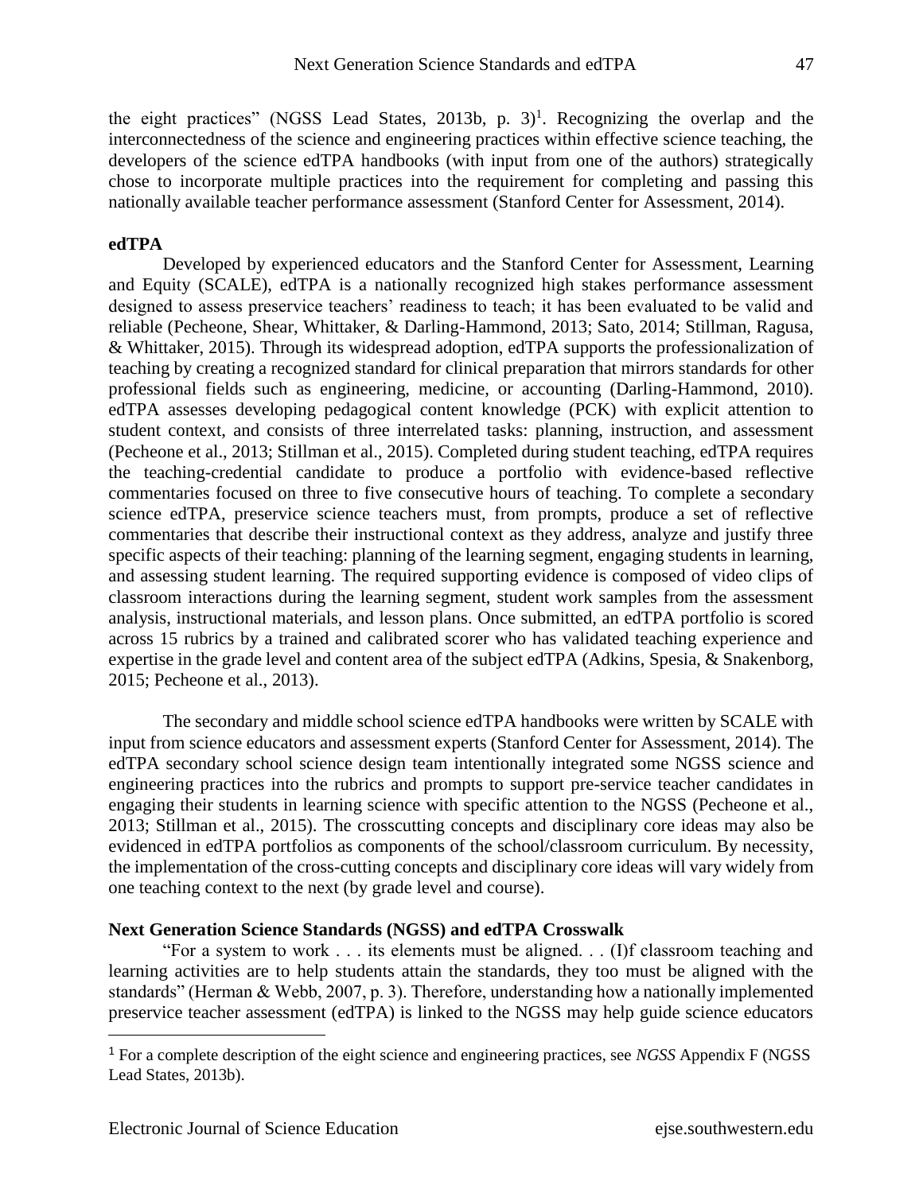the eight practices" (NGSS Lead States, 2013b, p. 3)[1]. Recognizing the overlap and the interconnectedness of the science and engineering practices within effective science teaching, the developers of the science edTPA handbooks (with input from one of the authors) strategically chose to incorporate multiple practices into the requirement for completing and passing this nationally available teacher performance assessment (Stanford Center for Assessment, 2014).

**edTPA**

Developed by experienced educators and the Stanford Center for Assessment, Learning and Equity (SCALE), edTPA is a nationally recognized high stakes performance assessment designed to assess preservice teachers' readiness to teach; it has been evaluated to be valid and reliable (Pecheone, Shear, Whittaker, & Darling-Hammond, 2013; Sato, 2014; Stillman, Ragusa, & Whittaker, 2015). Through its widespread adoption, edTPA supports the professionalization of teaching by creating a recognized standard for clinical preparation that mirrors standards for other professional fields such as engineering, medicine, or accounting (Darling-Hammond, 2010). edTPA assesses developing pedagogical content knowledge (PCK) with explicit attention to student context, and consists of three interrelated tasks: planning, instruction, and assessment (Pecheone et al., 2013; Stillman et al., 2015). Completed during student teaching, edTPA requires the teaching-credential candidate to produce a portfolio with evidence-based reflective commentaries focused on three to five consecutive hours of teaching. To complete a secondary science edTPA, preservice science teachers must, from prompts, produce a set of reflective commentaries that describe their instructional context as they address, analyze and justify three specific aspects of their teaching: planning of the learning segment, engaging students in learning, and assessing student learning. The required supporting evidence is composed of video clips of classroom interactions during the learning segment, student work samples from the assessment analysis, instructional materials, and lesson plans. Once submitted, an edTPA portfolio is scored across 15 rubrics by a trained and calibrated scorer who has validated teaching experience and expertise in the grade level and content area of the subject edTPA (Adkins, Spesia, & Snakenborg, 2015; Pecheone et al., 2013).

The secondary and middle school science edTPA handbooks were written by SCALE with input from science educators and assessment experts (Stanford Center for Assessment, 2014). The edTPA secondary school science design team intentionally integrated some NGSS science and engineering practices into the rubrics and prompts to support pre-service teacher candidates in engaging their students in learning science with specific attention to the NGSS (Pecheone et al., 2013; Stillman et al., 2015). The crosscutting concepts and disciplinary core ideas may also be evidenced in edTPA portfolios as components of the school/classroom curriculum. By necessity, the implementation of the cross-cutting concepts and disciplinary core ideas will vary widely from one teaching context to the next (by grade level and course).

**Next Generation Science Standards (NGSS) and edTPA Crosswalk**

"For a system to work . . . its elements must be aligned. . . (I)f classroom teaching and learning activities are to help students attain the standards, they too must be aligned with the standards" (Herman & Webb, 2007, p. 3). Therefore, understanding how a nationally implemented preservice teacher assessment (edTPA) is linked to the NGSS may help guide science educators

---

[1] For a complete description of the eight science and engineering practices, see *NGSS* Appendix F (NGSS Lead States, 2013b).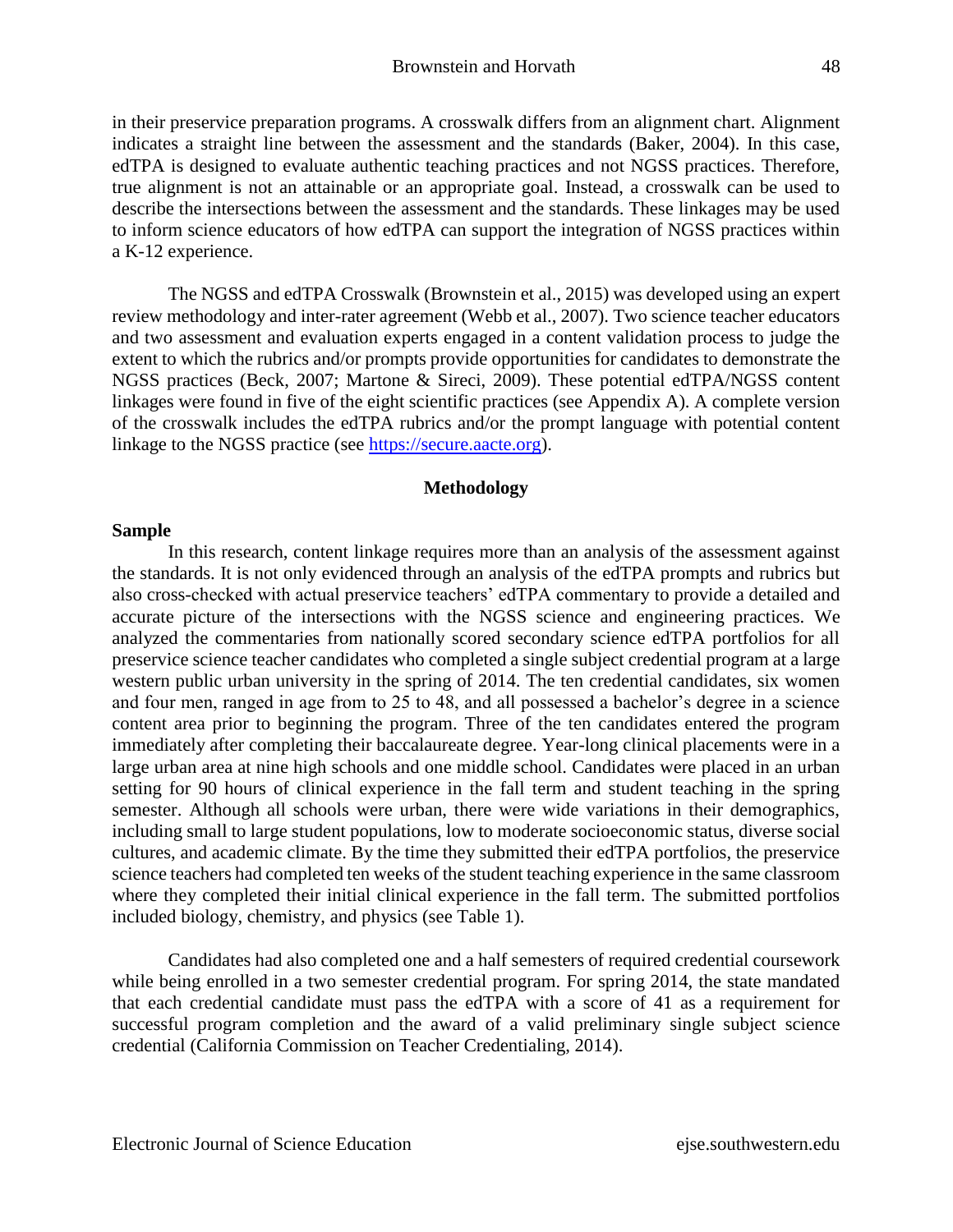in their preservice preparation programs. A crosswalk differs from an alignment chart. Alignment indicates a straight line between the assessment and the standards (Baker, 2004). In this case, edTPA is designed to evaluate authentic teaching practices and not NGSS practices. Therefore, true alignment is not an attainable or an appropriate goal. Instead, a crosswalk can be used to describe the intersections between the assessment and the standards. These linkages may be used to inform science educators of how edTPA can support the integration of NGSS practices within a K-12 experience.

The NGSS and edTPA Crosswalk (Brownstein et al., 2015) was developed using an expert review methodology and inter-rater agreement (Webb et al., 2007). Two science teacher educators and two assessment and evaluation experts engaged in a content validation process to judge the extent to which the rubrics and/or prompts provide opportunities for candidates to demonstrate the NGSS practices (Beck, 2007; Martone & Sireci, 2009). These potential edTPA/NGSS content linkages were found in five of the eight scientific practices (see Appendix A). A complete version of the crosswalk includes the edTPA rubrics and/or the prompt language with potential content linkage to the NGSS practice (see [https://secure.aacte.org](https://secure.aacte.org)).

## Methodology

### Sample

In this research, content linkage requires more than an analysis of the assessment against the standards. It is not only evidenced through an analysis of the edTPA prompts and rubrics but also cross-checked with actual preservice teachers' edTPA commentary to provide a detailed and accurate picture of the intersections with the NGSS science and engineering practices. We analyzed the commentaries from nationally scored secondary science edTPA portfolios for all preservice science teacher candidates who completed a single subject credential program at a large western public urban university in the spring of 2014. The ten credential candidates, six women and four men, ranged in age from to 25 to 48, and all possessed a bachelor's degree in a science content area prior to beginning the program. Three of the ten candidates entered the program immediately after completing their baccalaureate degree. Year-long clinical placements were in a large urban area at nine high schools and one middle school. Candidates were placed in an urban setting for 90 hours of clinical experience in the fall term and student teaching in the spring semester. Although all schools were urban, there were wide variations in their demographics, including small to large student populations, low to moderate socioeconomic status, diverse social cultures, and academic climate. By the time they submitted their edTPA portfolios, the preservice science teachers had completed ten weeks of the student teaching experience in the same classroom where they completed their initial clinical experience in the fall term. The submitted portfolios included biology, chemistry, and physics (see Table 1).

Candidates had also completed one and a half semesters of required credential coursework while being enrolled in a two semester credential program. For spring 2014, the state mandated that each credential candidate must pass the edTPA with a score of 41 as a requirement for successful program completion and the award of a valid preliminary single subject science credential (California Commission on Teacher Credentialing, 2014).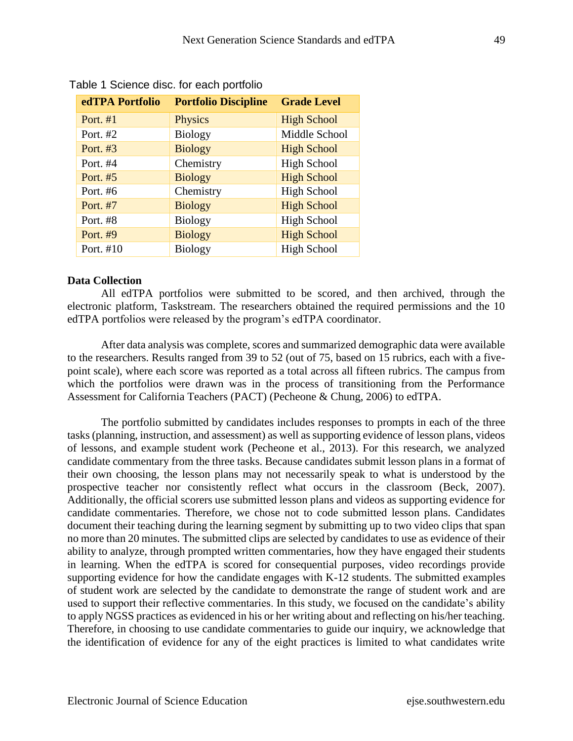Table 1 Science disc. for each portfolio

| edTPA Portfolio | Portfolio Discipline | Grade Level |
|---|---|---|
| Port. #1 | Physics | High School |
| Port. #2 | Biology | Middle School |
| Port. #3 | Biology | High School |
| Port. #4 | Chemistry | High School |
| Port. #5 | Biology | High School |
| Port. #6 | Chemistry | High School |
| Port. #7 | Biology | High School |
| Port. #8 | Biology | High School |
| Port. #9 | Biology | High School |
| Port. #10 | Biology | High School |

**Data Collection**

All edTPA portfolios were submitted to be scored, and then archived, through the electronic platform, Taskstream. The researchers obtained the required permissions and the 10 edTPA portfolios were released by the program's edTPA coordinator.

After data analysis was complete, scores and summarized demographic data were available to the researchers. Results ranged from 39 to 52 (out of 75, based on 15 rubrics, each with a five-point scale), where each score was reported as a total across all fifteen rubrics. The campus from which the portfolios were drawn was in the process of transitioning from the Performance Assessment for California Teachers (PACT) (Pecheone & Chung, 2006) to edTPA.

The portfolio submitted by candidates includes responses to prompts in each of the three tasks (planning, instruction, and assessment) as well as supporting evidence of lesson plans, videos of lessons, and example student work (Pecheone et al., 2013). For this research, we analyzed candidate commentary from the three tasks. Because candidates submit lesson plans in a format of their own choosing, the lesson plans may not necessarily speak to what is understood by the prospective teacher nor consistently reflect what occurs in the classroom (Beck, 2007). Additionally, the official scorers use submitted lesson plans and videos as supporting evidence for candidate commentaries. Therefore, we chose not to code submitted lesson plans. Candidates document their teaching during the learning segment by submitting up to two video clips that span no more than 20 minutes. The submitted clips are selected by candidates to use as evidence of their ability to analyze, through prompted written commentaries, how they have engaged their students in learning. When the edTPA is scored for consequential purposes, video recordings provide supporting evidence for how the candidate engages with K-12 students. The submitted examples of student work are selected by the candidate to demonstrate the range of student work and are used to support their reflective commentaries. In this study, we focused on the candidate's ability to apply NGSS practices as evidenced in his or her writing about and reflecting on his/her teaching. Therefore, in choosing to use candidate commentaries to guide our inquiry, we acknowledge that the identification of evidence for any of the eight practices is limited to what candidates write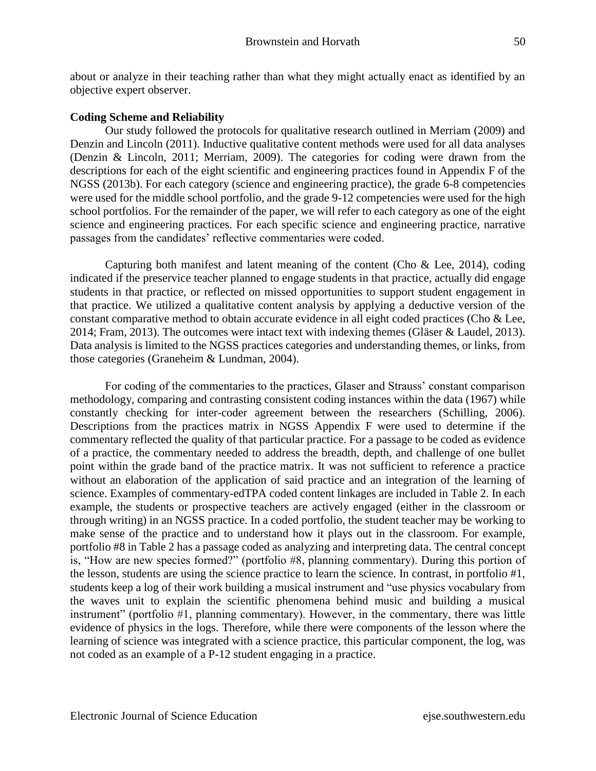about or analyze in their teaching rather than what they might actually enact as identified by an objective expert observer.

**Coding Scheme and Reliability**

Our study followed the protocols for qualitative research outlined in Merriam (2009) and Denzin and Lincoln (2011). Inductive qualitative content methods were used for all data analyses (Denzin & Lincoln, 2011; Merriam, 2009). The categories for coding were drawn from the descriptions for each of the eight scientific and engineering practices found in Appendix F of the NGSS (2013b). For each category (science and engineering practice), the grade 6-8 competencies were used for the middle school portfolio, and the grade 9-12 competencies were used for the high school portfolios. For the remainder of the paper, we will refer to each category as one of the eight science and engineering practices. For each specific science and engineering practice, narrative passages from the candidates' reflective commentaries were coded.

Capturing both manifest and latent meaning of the content (Cho & Lee, 2014), coding indicated if the preservice teacher planned to engage students in that practice, actually did engage students in that practice, or reflected on missed opportunities to support student engagement in that practice. We utilized a qualitative content analysis by applying a deductive version of the constant comparative method to obtain accurate evidence in all eight coded practices (Cho & Lee, 2014; Fram, 2013). The outcomes were intact text with indexing themes (Gläser & Laudel, 2013). Data analysis is limited to the NGSS practices categories and understanding themes, or links, from those categories (Graneheim & Lundman, 2004).

For coding of the commentaries to the practices, Glaser and Strauss' constant comparison methodology, comparing and contrasting consistent coding instances within the data (1967) while constantly checking for inter-coder agreement between the researchers (Schilling, 2006). Descriptions from the practices matrix in NGSS Appendix F were used to determine if the commentary reflected the quality of that particular practice. For a passage to be coded as evidence of a practice, the commentary needed to address the breadth, depth, and challenge of one bullet point within the grade band of the practice matrix. It was not sufficient to reference a practice without an elaboration of the application of said practice and an integration of the learning of science. Examples of commentary-edTPA coded content linkages are included in Table 2. In each example, the students or prospective teachers are actively engaged (either in the classroom or through writing) in an NGSS practice. In a coded portfolio, the student teacher may be working to make sense of the practice and to understand how it plays out in the classroom. For example, portfolio #8 in Table 2 has a passage coded as analyzing and interpreting data. The central concept is, "How are new species formed?" (portfolio #8, planning commentary). During this portion of the lesson, students are using the science practice to learn the science. In contrast, in portfolio #1, students keep a log of their work building a musical instrument and "use physics vocabulary from the waves unit to explain the scientific phenomena behind music and building a musical instrument" (portfolio #1, planning commentary). However, in the commentary, there was little evidence of physics in the logs. Therefore, while there were components of the lesson where the learning of science was integrated with a science practice, this particular component, the log, was not coded as an example of a P-12 student engaging in a practice.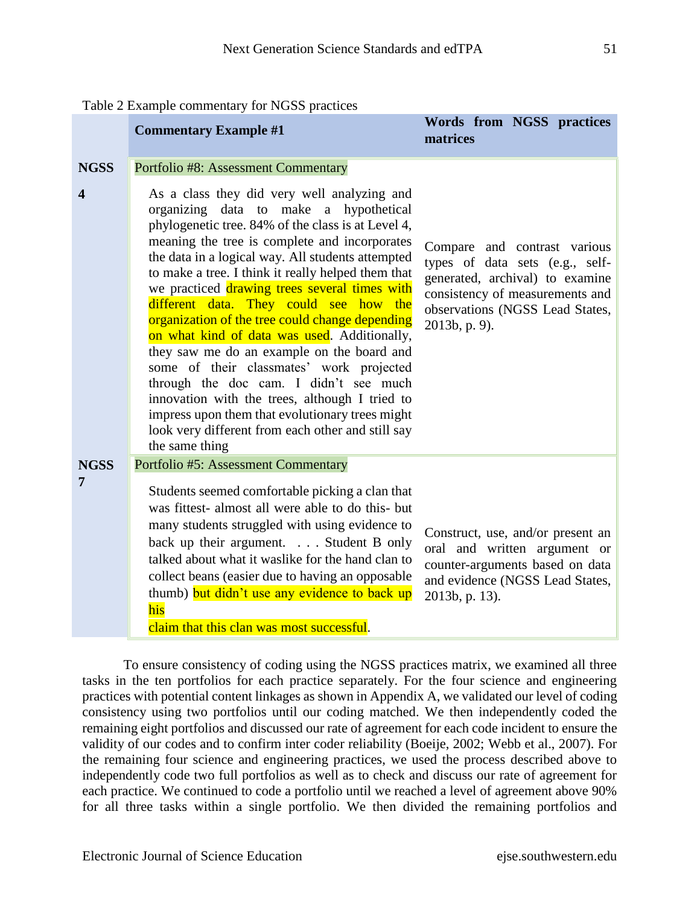Table 2 Example commentary for NGSS practices

| | Commentary Example #1 | Words from NGSS practices matrices |
|---|---|---|
| NGSS 4 | Portfolio #8: Assessment Commentary<br><br>As a class they did very well analyzing and organizing data to make a hypothetical phylogenetic tree. 84% of the class is at Level 4, meaning the tree is complete and incorporates the data in a logical way. All students attempted to make a tree. I think it really helped them that we practiced drawing trees several times with different data. They could see how the organization of the tree could change depending on what kind of data was used. Additionally, they saw me do an example on the board and some of their classmates' work projected through the doc cam. I didn't see much innovation with the trees, although I tried to impress upon them that evolutionary trees might look very different from each other and still say the same thing | Compare and contrast various types of data sets (e.g., self-generated, archival) to examine consistency of measurements and observations (NGSS Lead States, 2013b, p. 9). |
| NGSS 7 | Portfolio #5: Assessment Commentary<br><br>Students seemed comfortable picking a clan that was fittest- almost all were able to do this- but many students struggled with using evidence to back up their argument. . . . Student B only talked about what it waslike for the hand clan to collect beans (easier due to having an opposable thumb) but didn't use any evidence to back up his claim that this clan was most successful. | Construct, use, and/or present an oral and written argument or counter-arguments based on data and evidence (NGSS Lead States, 2013b, p. 13). |

To ensure consistency of coding using the NGSS practices matrix, we examined all three tasks in the ten portfolios for each practice separately. For the four science and engineering practices with potential content linkages as shown in Appendix A, we validated our level of coding consistency using two portfolios until our coding matched. We then independently coded the remaining eight portfolios and discussed our rate of agreement for each code incident to ensure the validity of our codes and to confirm inter coder reliability (Boeije, 2002; Webb et al., 2007). For the remaining four science and engineering practices, we used the process described above to independently code two full portfolios as well as to check and discuss our rate of agreement for each practice. We continued to code a portfolio until we reached a level of agreement above 90% for all three tasks within a single portfolio. We then divided the remaining portfolios and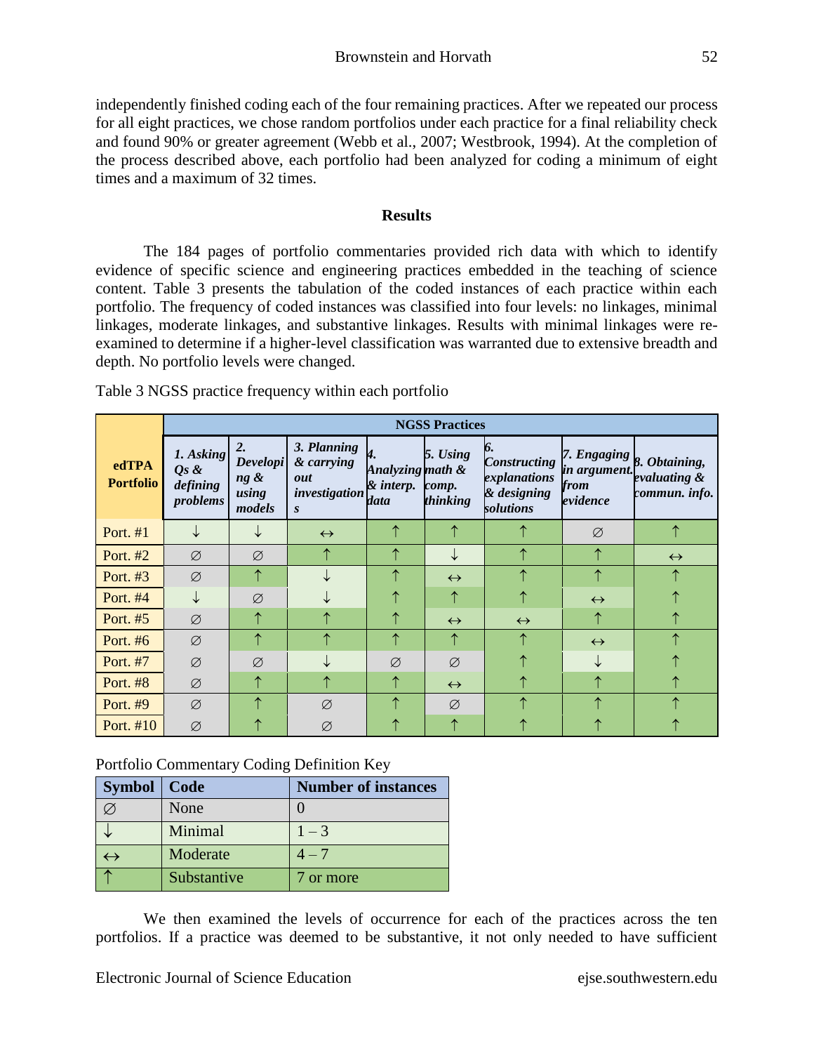independently finished coding each of the four remaining practices. After we repeated our process for all eight practices, we chose random portfolios under each practice for a final reliability check and found 90% or greater agreement (Webb et al., 2007; Westbrook, 1994). At the completion of the process described above, each portfolio had been analyzed for coding a minimum of eight times and a maximum of 32 times.

## Results

The 184 pages of portfolio commentaries provided rich data with which to identify evidence of specific science and engineering practices embedded in the teaching of science content. Table 3 presents the tabulation of the coded instances of each practice within each portfolio. The frequency of coded instances was classified into four levels: no linkages, minimal linkages, moderate linkages, and substantive linkages. Results with minimal linkages were re-examined to determine if a higher-level classification was warranted due to extensive breadth and depth. No portfolio levels were changed.

Table 3 NGSS practice frequency within each portfolio

| edTPA Portfolio | NGSS Practices | | | | | | | |
|---|---|---|---|---|---|---|---|---|
| | *1. Asking Qs & defining problems* | *2. Developing & using models* | *3. Planning & carrying out investigations* | *4. Analyzing & interp. data* | *5. Using math & comp. thinking* | *6. Constructing explanations & designing solutions* | *7. Engaging in argument. from evidence* | *8. Obtaining, evaluating & commun. info.* |
| Port. #1 | ↓ | ↓ | ↔ | ↑ | ↑ | ↑ | ∅ | ↑ |
| Port. #2 | ∅ | ∅ | ↑ | ↑ | ↓ | ↑ | ↑ | ↔ |
| Port. #3 | ∅ | ↑ | ↓ | ↑ | ↔ | ↑ | ↑ | ↑ |
| Port. #4 | ↓ | ∅ | ↓ | ↑ | ↑ | ↑ | ↔ | ↑ |
| Port. #5 | ∅ | ↑ | ↑ | ↑ | ↔ | ↔ | ↑ | ↑ |
| Port. #6 | ∅ | ↑ | ↑ | ↑ | ↑ | ↑ | ↔ | ↑ |
| Port. #7 | ∅ | ∅ | ↓ | ∅ | ∅ | ↑ | ↓ | ↑ |
| Port. #8 | ∅ | ↑ | ↑ | ↑ | ↔ | ↑ | ↑ | ↑ |
| Port. #9 | ∅ | ↑ | ∅ | ↑ | ∅ | ↑ | ↑ | ↑ |
| Port. #10 | ∅ | ↑ | ∅ | ↑ | ↑ | ↑ | ↑ | ↑ |

Portfolio Commentary Coding Definition Key

| Symbol | Code | Number of instances |
|---|---|---|
| ∅ | None | 0 |
| ↓ | Minimal | 1 – 3 |
| ↔ | Moderate | 4 – 7 |
| ↑ | Substantive | 7 or more |

We then examined the levels of occurrence for each of the practices across the ten portfolios. If a practice was deemed to be substantive, it not only needed to have sufficient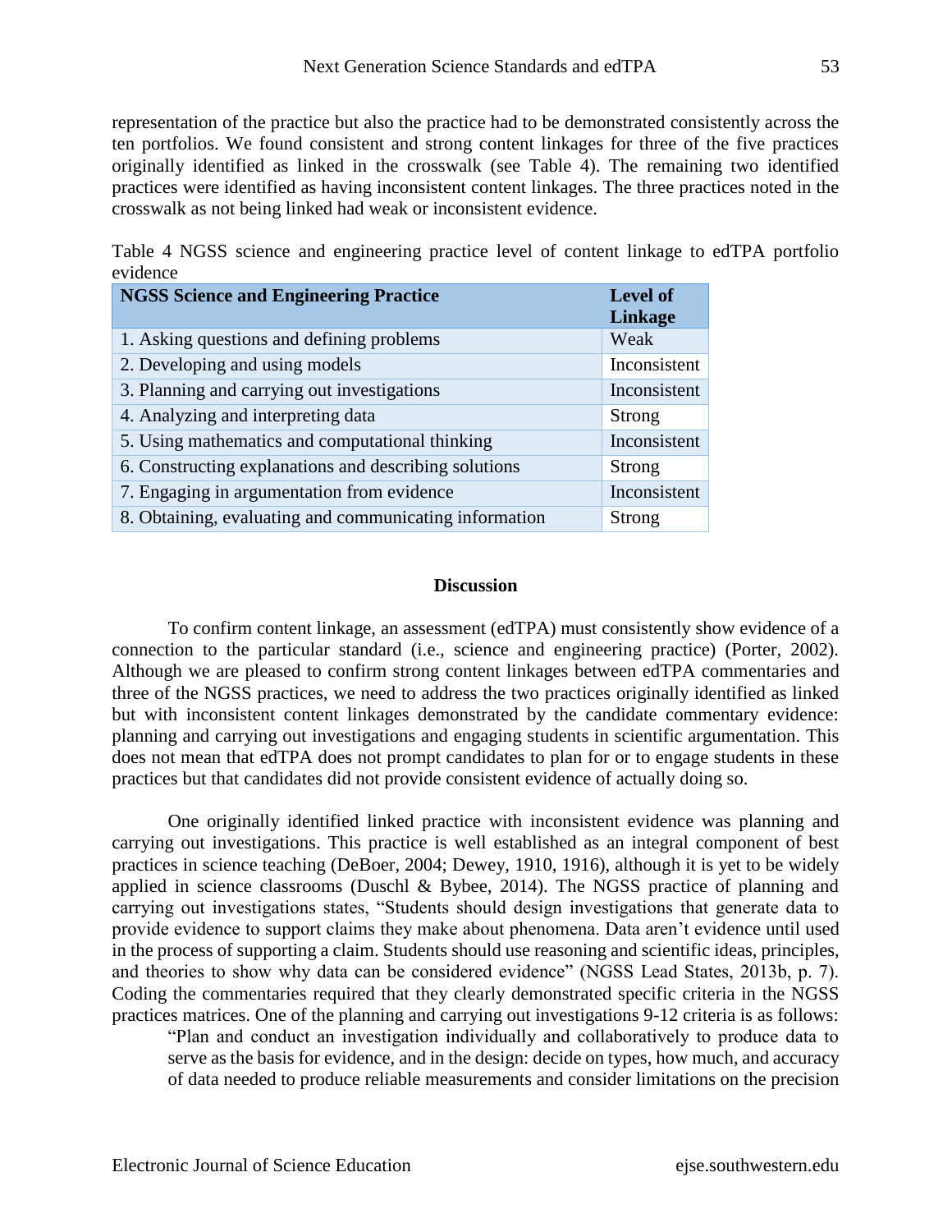representation of the practice but also the practice had to be demonstrated consistently across the ten portfolios. We found consistent and strong content linkages for three of the five practices originally identified as linked in the crosswalk (see Table 4). The remaining two identified practices were identified as having inconsistent content linkages. The three practices noted in the crosswalk as not being linked had weak or inconsistent evidence.

Table 4 NGSS science and engineering practice level of content linkage to edTPA portfolio evidence

| NGSS Science and Engineering Practice | Level of Linkage |
|---|---|
| 1. Asking questions and defining problems | Weak |
| 2. Developing and using models | Inconsistent |
| 3. Planning and carrying out investigations | Inconsistent |
| 4. Analyzing and interpreting data | Strong |
| 5. Using mathematics and computational thinking | Inconsistent |
| 6. Constructing explanations and describing solutions | Strong |
| 7. Engaging in argumentation from evidence | Inconsistent |
| 8. Obtaining, evaluating and communicating information | Strong |

## Discussion

To confirm content linkage, an assessment (edTPA) must consistently show evidence of a connection to the particular standard (i.e., science and engineering practice) (Porter, 2002). Although we are pleased to confirm strong content linkages between edTPA commentaries and three of the NGSS practices, we need to address the two practices originally identified as linked but with inconsistent content linkages demonstrated by the candidate commentary evidence: planning and carrying out investigations and engaging students in scientific argumentation. This does not mean that edTPA does not prompt candidates to plan for or to engage students in these practices but that candidates did not provide consistent evidence of actually doing so.

One originally identified linked practice with inconsistent evidence was planning and carrying out investigations. This practice is well established as an integral component of best practices in science teaching (DeBoer, 2004; Dewey, 1910, 1916), although it is yet to be widely applied in science classrooms (Duschl & Bybee, 2014). The NGSS practice of planning and carrying out investigations states, "Students should design investigations that generate data to provide evidence to support claims they make about phenomena. Data aren't evidence until used in the process of supporting a claim. Students should use reasoning and scientific ideas, principles, and theories to show why data can be considered evidence" (NGSS Lead States, 2013b, p. 7). Coding the commentaries required that they clearly demonstrated specific criteria in the NGSS practices matrices. One of the planning and carrying out investigations 9-12 criteria is as follows:

> "Plan and conduct an investigation individually and collaboratively to produce data to serve as the basis for evidence, and in the design: decide on types, how much, and accuracy of data needed to produce reliable measurements and consider limitations on the precision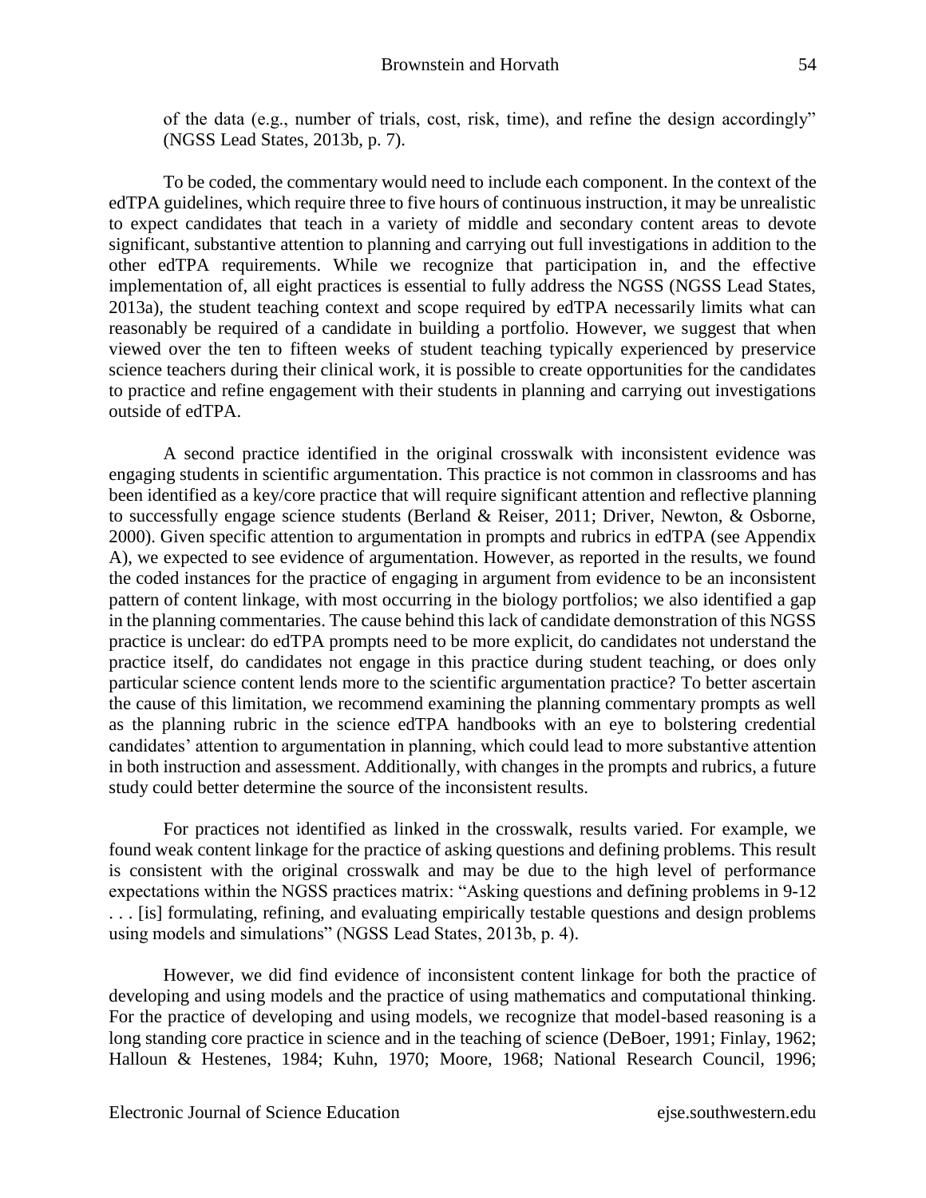of the data (e.g., number of trials, cost, risk, time), and refine the design accordingly" (NGSS Lead States, 2013b, p. 7).

To be coded, the commentary would need to include each component. In the context of the edTPA guidelines, which require three to five hours of continuous instruction, it may be unrealistic to expect candidates that teach in a variety of middle and secondary content areas to devote significant, substantive attention to planning and carrying out full investigations in addition to the other edTPA requirements. While we recognize that participation in, and the effective implementation of, all eight practices is essential to fully address the NGSS (NGSS Lead States, 2013a), the student teaching context and scope required by edTPA necessarily limits what can reasonably be required of a candidate in building a portfolio. However, we suggest that when viewed over the ten to fifteen weeks of student teaching typically experienced by preservice science teachers during their clinical work, it is possible to create opportunities for the candidates to practice and refine engagement with their students in planning and carrying out investigations outside of edTPA.

A second practice identified in the original crosswalk with inconsistent evidence was engaging students in scientific argumentation. This practice is not common in classrooms and has been identified as a key/core practice that will require significant attention and reflective planning to successfully engage science students (Berland & Reiser, 2011; Driver, Newton, & Osborne, 2000). Given specific attention to argumentation in prompts and rubrics in edTPA (see Appendix A), we expected to see evidence of argumentation. However, as reported in the results, we found the coded instances for the practice of engaging in argument from evidence to be an inconsistent pattern of content linkage, with most occurring in the biology portfolios; we also identified a gap in the planning commentaries. The cause behind this lack of candidate demonstration of this NGSS practice is unclear: do edTPA prompts need to be more explicit, do candidates not understand the practice itself, do candidates not engage in this practice during student teaching, or does only particular science content lends more to the scientific argumentation practice? To better ascertain the cause of this limitation, we recommend examining the planning commentary prompts as well as the planning rubric in the science edTPA handbooks with an eye to bolstering credential candidates' attention to argumentation in planning, which could lead to more substantive attention in both instruction and assessment. Additionally, with changes in the prompts and rubrics, a future study could better determine the source of the inconsistent results.

For practices not identified as linked in the crosswalk, results varied. For example, we found weak content linkage for the practice of asking questions and defining problems. This result is consistent with the original crosswalk and may be due to the high level of performance expectations within the NGSS practices matrix: "Asking questions and defining problems in 9-12 . . . [is] formulating, refining, and evaluating empirically testable questions and design problems using models and simulations" (NGSS Lead States, 2013b, p. 4).

However, we did find evidence of inconsistent content linkage for both the practice of developing and using models and the practice of using mathematics and computational thinking. For the practice of developing and using models, we recognize that model-based reasoning is a long standing core practice in science and in the teaching of science (DeBoer, 1991; Finlay, 1962; Halloun & Hestenes, 1984; Kuhn, 1970; Moore, 1968; National Research Council, 1996;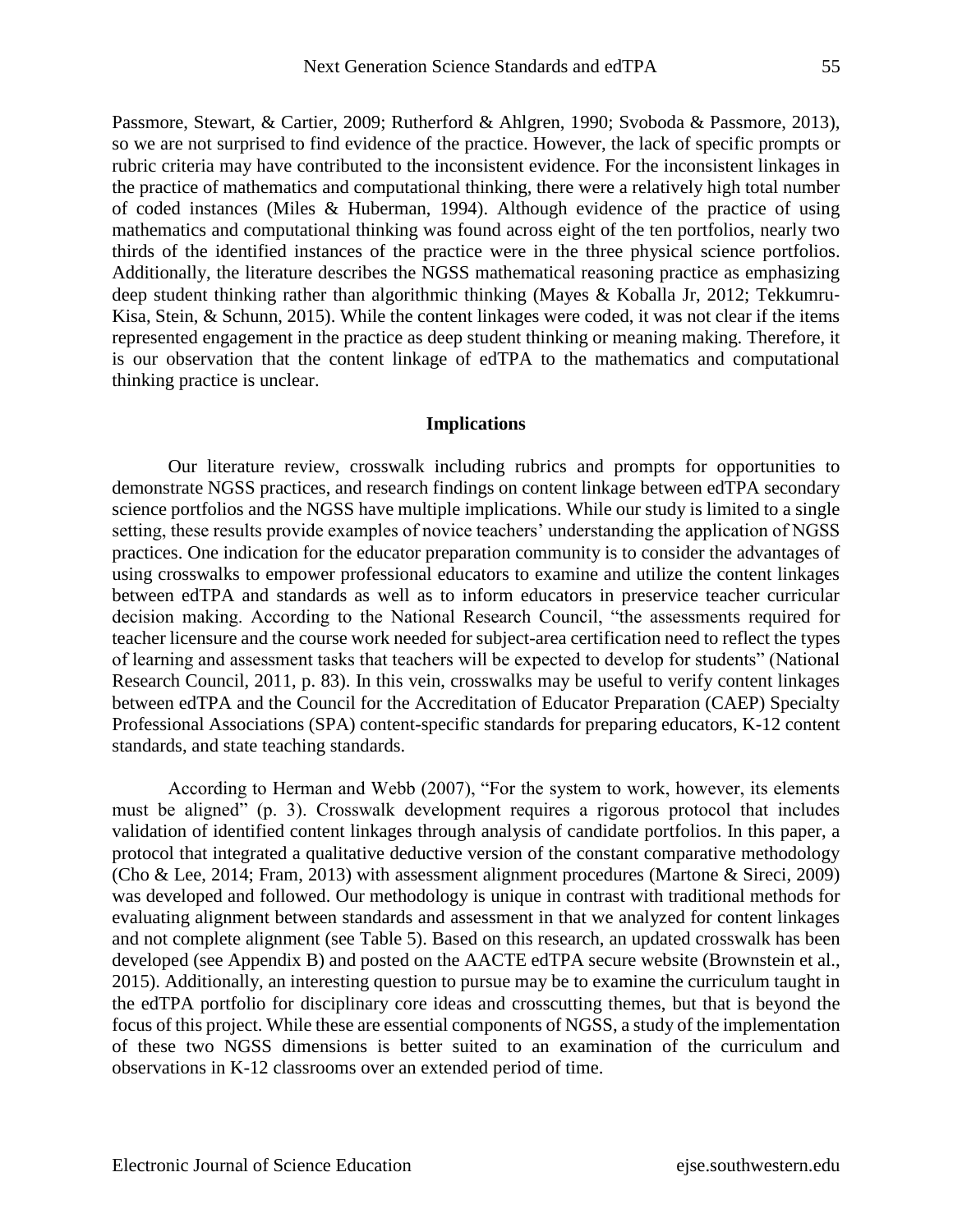Passmore, Stewart, & Cartier, 2009; Rutherford & Ahlgren, 1990; Svoboda & Passmore, 2013), so we are not surprised to find evidence of the practice. However, the lack of specific prompts or rubric criteria may have contributed to the inconsistent evidence. For the inconsistent linkages in the practice of mathematics and computational thinking, there were a relatively high total number of coded instances (Miles & Huberman, 1994). Although evidence of the practice of using mathematics and computational thinking was found across eight of the ten portfolios, nearly two thirds of the identified instances of the practice were in the three physical science portfolios. Additionally, the literature describes the NGSS mathematical reasoning practice as emphasizing deep student thinking rather than algorithmic thinking (Mayes & Koballa Jr, 2012; Tekkumru-Kisa, Stein, & Schunn, 2015). While the content linkages were coded, it was not clear if the items represented engagement in the practice as deep student thinking or meaning making. Therefore, it is our observation that the content linkage of edTPA to the mathematics and computational thinking practice is unclear.

## Implications

Our literature review, crosswalk including rubrics and prompts for opportunities to demonstrate NGSS practices, and research findings on content linkage between edTPA secondary science portfolios and the NGSS have multiple implications. While our study is limited to a single setting, these results provide examples of novice teachers' understanding the application of NGSS practices. One indication for the educator preparation community is to consider the advantages of using crosswalks to empower professional educators to examine and utilize the content linkages between edTPA and standards as well as to inform educators in preservice teacher curricular decision making. According to the National Research Council, "the assessments required for teacher licensure and the course work needed for subject-area certification need to reflect the types of learning and assessment tasks that teachers will be expected to develop for students" (National Research Council, 2011, p. 83). In this vein, crosswalks may be useful to verify content linkages between edTPA and the Council for the Accreditation of Educator Preparation (CAEP) Specialty Professional Associations (SPA) content-specific standards for preparing educators, K-12 content standards, and state teaching standards.

According to Herman and Webb (2007), "For the system to work, however, its elements must be aligned" (p. 3). Crosswalk development requires a rigorous protocol that includes validation of identified content linkages through analysis of candidate portfolios. In this paper, a protocol that integrated a qualitative deductive version of the constant comparative methodology (Cho & Lee, 2014; Fram, 2013) with assessment alignment procedures (Martone & Sireci, 2009) was developed and followed. Our methodology is unique in contrast with traditional methods for evaluating alignment between standards and assessment in that we analyzed for content linkages and not complete alignment (see Table 5). Based on this research, an updated crosswalk has been developed (see Appendix B) and posted on the AACTE edTPA secure website (Brownstein et al., 2015). Additionally, an interesting question to pursue may be to examine the curriculum taught in the edTPA portfolio for disciplinary core ideas and crosscutting themes, but that is beyond the focus of this project. While these are essential components of NGSS, a study of the implementation of these two NGSS dimensions is better suited to an examination of the curriculum and observations in K-12 classrooms over an extended period of time.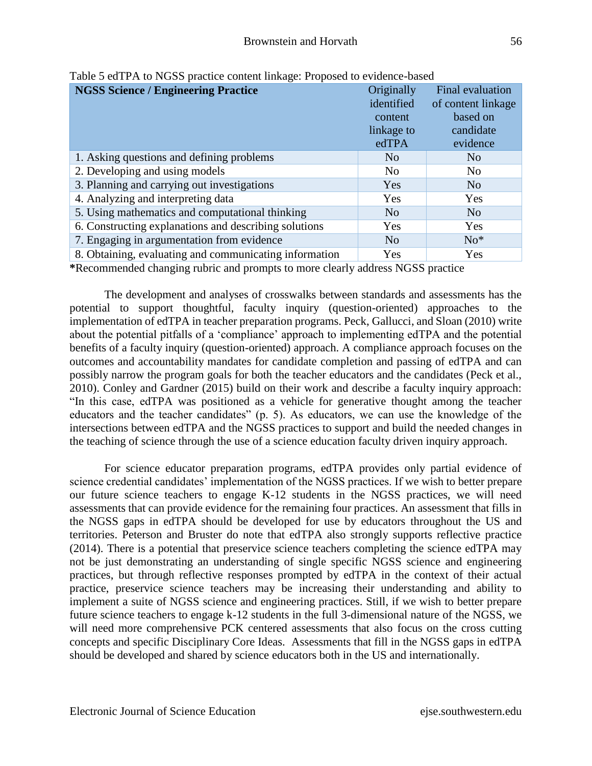Table 5 edTPA to NGSS practice content linkage: Proposed to evidence-based

| NGSS Science / Engineering Practice | Originally identified content linkage to edTPA | Final evaluation of content linkage based on candidate evidence |
|---|---|---|
| 1. Asking questions and defining problems | No | No |
| 2. Developing and using models | No | No |
| 3. Planning and carrying out investigations | Yes | No |
| 4. Analyzing and interpreting data | Yes | Yes |
| 5. Using mathematics and computational thinking | No | No |
| 6. Constructing explanations and describing solutions | Yes | Yes |
| 7. Engaging in argumentation from evidence | No | No* |
| 8. Obtaining, evaluating and communicating information | Yes | Yes |

**\***Recommended changing rubric and prompts to more clearly address NGSS practice

The development and analyses of crosswalks between standards and assessments has the potential to support thoughtful, faculty inquiry (question-oriented) approaches to the implementation of edTPA in teacher preparation programs. Peck, Gallucci, and Sloan (2010) write about the potential pitfalls of a 'compliance' approach to implementing edTPA and the potential benefits of a faculty inquiry (question-oriented) approach. A compliance approach focuses on the outcomes and accountability mandates for candidate completion and passing of edTPA and can possibly narrow the program goals for both the teacher educators and the candidates (Peck et al., 2010). Conley and Gardner (2015) build on their work and describe a faculty inquiry approach: "In this case, edTPA was positioned as a vehicle for generative thought among the teacher educators and the teacher candidates" (p. 5). As educators, we can use the knowledge of the intersections between edTPA and the NGSS practices to support and build the needed changes in the teaching of science through the use of a science education faculty driven inquiry approach.

For science educator preparation programs, edTPA provides only partial evidence of science credential candidates' implementation of the NGSS practices. If we wish to better prepare our future science teachers to engage K-12 students in the NGSS practices, we will need assessments that can provide evidence for the remaining four practices. An assessment that fills in the NGSS gaps in edTPA should be developed for use by educators throughout the US and territories. Peterson and Bruster do note that edTPA also strongly supports reflective practice (2014). There is a potential that preservice science teachers completing the science edTPA may not be just demonstrating an understanding of single specific NGSS science and engineering practices, but through reflective responses prompted by edTPA in the context of their actual practice, preservice science teachers may be increasing their understanding and ability to implement a suite of NGSS science and engineering practices. Still, if we wish to better prepare future science teachers to engage k-12 students in the full 3-dimensional nature of the NGSS, we will need more comprehensive PCK centered assessments that also focus on the cross cutting concepts and specific Disciplinary Core Ideas. Assessments that fill in the NGSS gaps in edTPA should be developed and shared by science educators both in the US and internationally.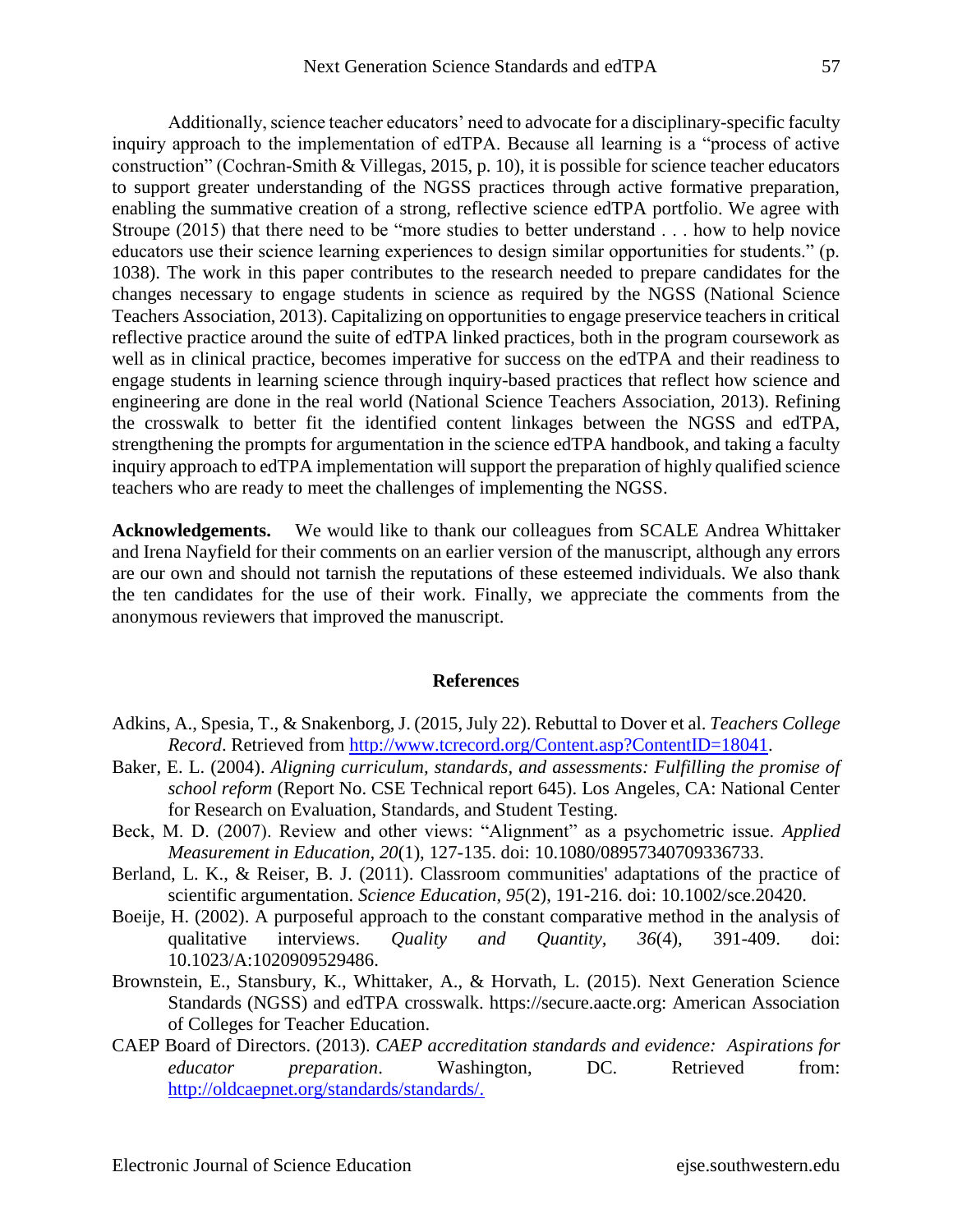Additionally, science teacher educators' need to advocate for a disciplinary-specific faculty inquiry approach to the implementation of edTPA. Because all learning is a "process of active construction" (Cochran-Smith & Villegas, 2015, p. 10), it is possible for science teacher educators to support greater understanding of the NGSS practices through active formative preparation, enabling the summative creation of a strong, reflective science edTPA portfolio. We agree with Stroupe (2015) that there need to be "more studies to better understand . . . how to help novice educators use their science learning experiences to design similar opportunities for students." (p. 1038). The work in this paper contributes to the research needed to prepare candidates for the changes necessary to engage students in science as required by the NGSS (National Science Teachers Association, 2013). Capitalizing on opportunities to engage preservice teachers in critical reflective practice around the suite of edTPA linked practices, both in the program coursework as well as in clinical practice, becomes imperative for success on the edTPA and their readiness to engage students in learning science through inquiry-based practices that reflect how science and engineering are done in the real world (National Science Teachers Association, 2013). Refining the crosswalk to better fit the identified content linkages between the NGSS and edTPA, strengthening the prompts for argumentation in the science edTPA handbook, and taking a faculty inquiry approach to edTPA implementation will support the preparation of highly qualified science teachers who are ready to meet the challenges of implementing the NGSS.

**Acknowledgements.** We would like to thank our colleagues from SCALE Andrea Whittaker and Irena Nayfield for their comments on an earlier version of the manuscript, although any errors are our own and should not tarnish the reputations of these esteemed individuals. We also thank the ten candidates for the use of their work. Finally, we appreciate the comments from the anonymous reviewers that improved the manuscript.

## References

Adkins, A., Spesia, T., & Snakenborg, J. (2015, July 22). Rebuttal to Dover et al. *Teachers College Record*. Retrieved from http://www.tcrecord.org/Content.asp?ContentID=18041.

Baker, E. L. (2004). *Aligning curriculum, standards, and assessments: Fulfilling the promise of school reform* (Report No. CSE Technical report 645). Los Angeles, CA: National Center for Research on Evaluation, Standards, and Student Testing.

Beck, M. D. (2007). Review and other views: "Alignment" as a psychometric issue. *Applied Measurement in Education, 20*(1), 127-135. doi: 10.1080/08957340709336733.

Berland, L. K., & Reiser, B. J. (2011). Classroom communities' adaptations of the practice of scientific argumentation. *Science Education, 95*(2), 191-216. doi: 10.1002/sce.20420.

Boeije, H. (2002). A purposeful approach to the constant comparative method in the analysis of qualitative interviews. *Quality and Quantity, 36*(4), 391-409. doi: 10.1023/A:1020909529486.

Brownstein, E., Stansbury, K., Whittaker, A., & Horvath, L. (2015). Next Generation Science Standards (NGSS) and edTPA crosswalk. https://secure.aacte.org: American Association of Colleges for Teacher Education.

CAEP Board of Directors. (2013). *CAEP accreditation standards and evidence: Aspirations for educator preparation*. Washington, DC. Retrieved from: http://oldcaepnet.org/standards/standards/.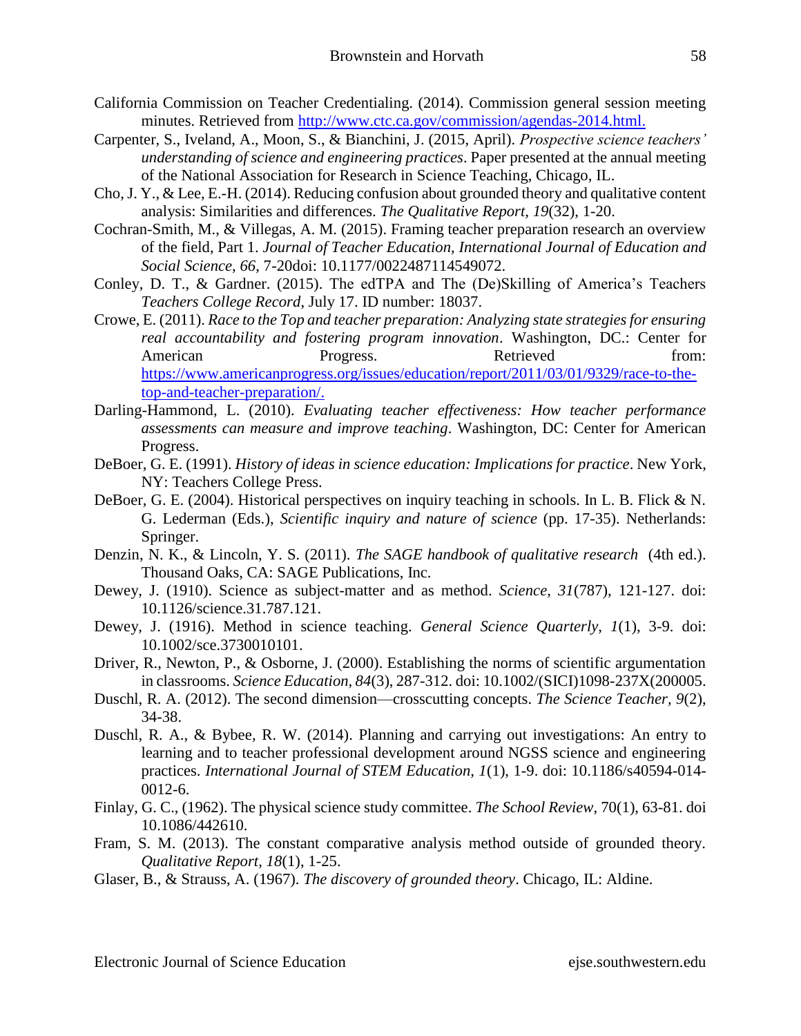California Commission on Teacher Credentialing. (2014). Commission general session meeting minutes. Retrieved from http://www.ctc.ca.gov/commission/agendas-2014.html.

Carpenter, S., Iveland, A., Moon, S., & Bianchini, J. (2015, April). *Prospective science teachers' understanding of science and engineering practices*. Paper presented at the annual meeting of the National Association for Research in Science Teaching, Chicago, IL.

Cho, J. Y., & Lee, E.-H. (2014). Reducing confusion about grounded theory and qualitative content analysis: Similarities and differences. *The Qualitative Report, 19*(32), 1-20.

Cochran-Smith, M., & Villegas, A. M. (2015). Framing teacher preparation research an overview of the field, Part 1. *Journal of Teacher Education, International Journal of Education and Social Science, 66*, 7-20doi: 10.1177/0022487114549072.

Conley, D. T., & Gardner. (2015). The edTPA and The (De)Skilling of America's Teachers *Teachers College Record*, July 17. ID number: 18037.

Crowe, E. (2011). *Race to the Top and teacher preparation: Analyzing state strategies for ensuring real accountability and fostering program innovation*. Washington, DC.: Center for American Progress. Retrieved from: https://www.americanprogress.org/issues/education/report/2011/03/01/9329/race-to-the-top-and-teacher-preparation/.

Darling-Hammond, L. (2010). *Evaluating teacher effectiveness: How teacher performance assessments can measure and improve teaching*. Washington, DC: Center for American Progress.

DeBoer, G. E. (1991). *History of ideas in science education: Implications for practice*. New York, NY: Teachers College Press.

DeBoer, G. E. (2004). Historical perspectives on inquiry teaching in schools. In L. B. Flick & N. G. Lederman (Eds.), *Scientific inquiry and nature of science* (pp. 17-35). Netherlands: Springer.

Denzin, N. K., & Lincoln, Y. S. (2011). *The SAGE handbook of qualitative research* (4th ed.). Thousand Oaks, CA: SAGE Publications, Inc.

Dewey, J. (1910). Science as subject-matter and as method. *Science, 31*(787), 121-127. doi: 10.1126/science.31.787.121.

Dewey, J. (1916). Method in science teaching. *General Science Quarterly, 1*(1), 3-9. doi: 10.1002/sce.3730010101.

Driver, R., Newton, P., & Osborne, J. (2000). Establishing the norms of scientific argumentation in classrooms. *Science Education, 84*(3), 287-312. doi: 10.1002/(SICI)1098-237X(200005.

Duschl, R. A. (2012). The second dimension—crosscutting concepts. *The Science Teacher, 9*(2), 34-38.

Duschl, R. A., & Bybee, R. W. (2014). Planning and carrying out investigations: An entry to learning and to teacher professional development around NGSS science and engineering practices. *International Journal of STEM Education, 1*(1), 1-9. doi: 10.1186/s40594-014-0012-6.

Finlay, G. C., (1962). The physical science study committee. *The School Review*, 70(1), 63-81. doi 10.1086/442610.

Fram, S. M. (2013). The constant comparative analysis method outside of grounded theory. *Qualitative Report, 18*(1), 1-25.

Glaser, B., & Strauss, A. (1967). *The discovery of grounded theory*. Chicago, IL: Aldine.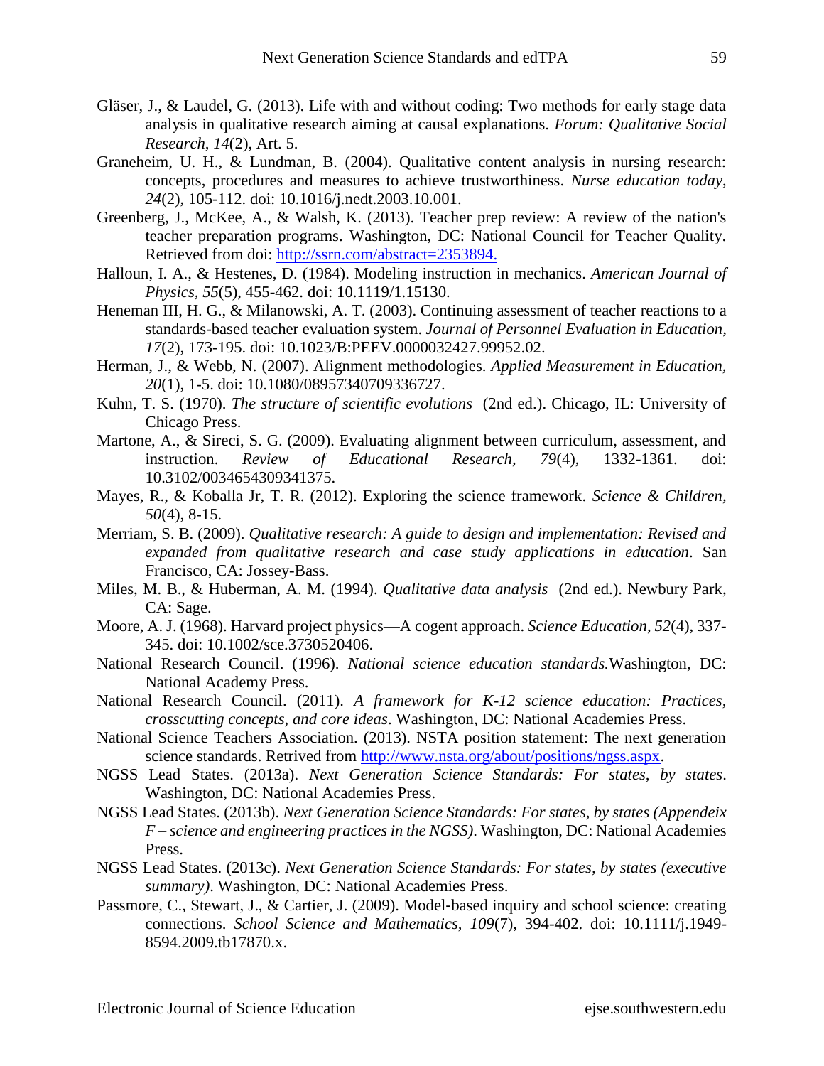Gläser, J., & Laudel, G. (2013). Life with and without coding: Two methods for early stage data analysis in qualitative research aiming at causal explanations. *Forum: Qualitative Social Research, 14*(2), Art. 5.

Graneheim, U. H., & Lundman, B. (2004). Qualitative content analysis in nursing research: concepts, procedures and measures to achieve trustworthiness. *Nurse education today, 24*(2), 105-112. doi: 10.1016/j.nedt.2003.10.001.

Greenberg, J., McKee, A., & Walsh, K. (2013). Teacher prep review: A review of the nation's teacher preparation programs. Washington, DC: National Council for Teacher Quality. Retrieved from doi: http://ssrn.com/abstract=2353894.

Halloun, I. A., & Hestenes, D. (1984). Modeling instruction in mechanics. *American Journal of Physics, 55*(5), 455-462. doi: 10.1119/1.15130.

Heneman III, H. G., & Milanowski, A. T. (2003). Continuing assessment of teacher reactions to a standards-based teacher evaluation system. *Journal of Personnel Evaluation in Education, 17*(2), 173-195. doi: 10.1023/B:PEEV.0000032427.99952.02.

Herman, J., & Webb, N. (2007). Alignment methodologies. *Applied Measurement in Education, 20*(1), 1-5. doi: 10.1080/08957340709336727.

Kuhn, T. S. (1970). *The structure of scientific evolutions* (2nd ed.). Chicago, IL: University of Chicago Press.

Martone, A., & Sireci, S. G. (2009). Evaluating alignment between curriculum, assessment, and instruction. *Review of Educational Research, 79*(4), 1332-1361. doi: 10.3102/0034654309341375.

Mayes, R., & Koballa Jr, T. R. (2012). Exploring the science framework. *Science & Children, 50*(4), 8-15.

Merriam, S. B. (2009). *Qualitative research: A guide to design and implementation: Revised and expanded from qualitative research and case study applications in education*. San Francisco, CA: Jossey-Bass.

Miles, M. B., & Huberman, A. M. (1994). *Qualitative data analysis* (2nd ed.). Newbury Park, CA: Sage.

Moore, A. J. (1968). Harvard project physics—A cogent approach. *Science Education, 52*(4), 337-345. doi: 10.1002/sce.3730520406.

National Research Council. (1996). *National science education standards.* Washington, DC: National Academy Press.

National Research Council. (2011). *A framework for K-12 science education: Practices, crosscutting concepts, and core ideas*. Washington, DC: National Academies Press.

National Science Teachers Association. (2013). NSTA position statement: The next generation science standards. Retrived from http://www.nsta.org/about/positions/ngss.aspx.

NGSS Lead States. (2013a). *Next Generation Science Standards: For states, by states*. Washington, DC: National Academies Press.

NGSS Lead States. (2013b). *Next Generation Science Standards: For states, by states (Appendeix F – science and engineering practices in the NGSS)*. Washington, DC: National Academies Press.

NGSS Lead States. (2013c). *Next Generation Science Standards: For states, by states (executive summary)*. Washington, DC: National Academies Press.

Passmore, C., Stewart, J., & Cartier, J. (2009). Model-based inquiry and school science: creating connections. *School Science and Mathematics, 109*(7), 394-402. doi: 10.1111/j.1949-8594.2009.tb17870.x.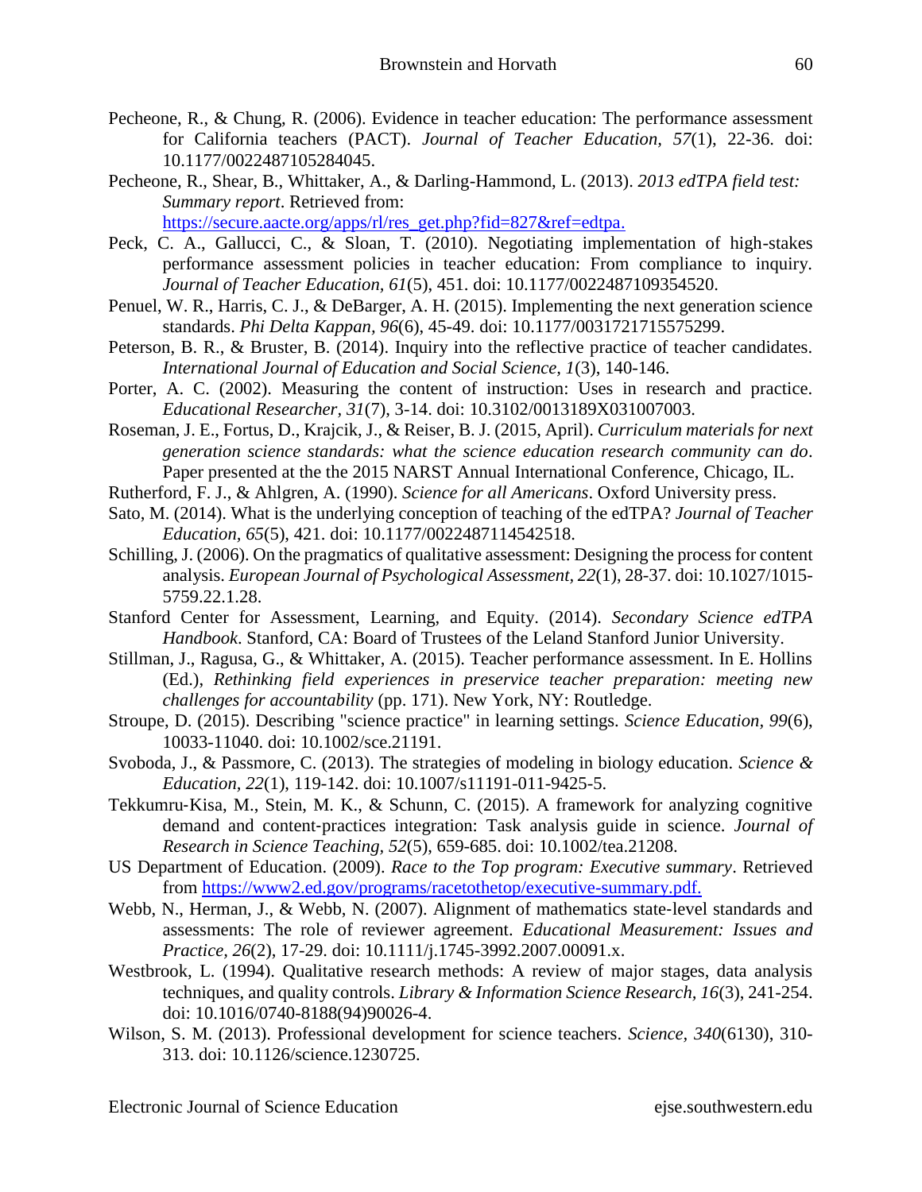Pecheone, R., & Chung, R. (2006). Evidence in teacher education: The performance assessment for California teachers (PACT). *Journal of Teacher Education, 57*(1), 22-36. doi: 10.1177/0022487105284045.

Pecheone, R., Shear, B., Whittaker, A., & Darling-Hammond, L. (2013). *2013 edTPA field test: Summary report*. Retrieved from: https://secure.aacte.org/apps/rl/res_get.php?fid=827&ref=edtpa.

Peck, C. A., Gallucci, C., & Sloan, T. (2010). Negotiating implementation of high-stakes performance assessment policies in teacher education: From compliance to inquiry. *Journal of Teacher Education, 61*(5), 451. doi: 10.1177/0022487109354520.

Penuel, W. R., Harris, C. J., & DeBarger, A. H. (2015). Implementing the next generation science standards. *Phi Delta Kappan, 96*(6), 45-49. doi: 10.1177/0031721715575299.

Peterson, B. R., & Bruster, B. (2014). Inquiry into the reflective practice of teacher candidates. *International Journal of Education and Social Science, 1*(3), 140-146.

Porter, A. C. (2002). Measuring the content of instruction: Uses in research and practice. *Educational Researcher, 31*(7), 3-14. doi: 10.3102/0013189X031007003.

Roseman, J. E., Fortus, D., Krajcik, J., & Reiser, B. J. (2015, April). *Curriculum materials for next generation science standards: what the science education research community can do*. Paper presented at the the 2015 NARST Annual International Conference, Chicago, IL.

Rutherford, F. J., & Ahlgren, A. (1990). *Science for all Americans*. Oxford University press.

Sato, M. (2014). What is the underlying conception of teaching of the edTPA? *Journal of Teacher Education, 65*(5), 421. doi: 10.1177/0022487114542518.

Schilling, J. (2006). On the pragmatics of qualitative assessment: Designing the process for content analysis. *European Journal of Psychological Assessment, 22*(1), 28-37. doi: 10.1027/1015-5759.22.1.28.

Stanford Center for Assessment, Learning, and Equity. (2014). *Secondary Science edTPA Handbook*. Stanford, CA: Board of Trustees of the Leland Stanford Junior University.

Stillman, J., Ragusa, G., & Whittaker, A. (2015). Teacher performance assessment. In E. Hollins (Ed.), *Rethinking field experiences in preservice teacher preparation: meeting new challenges for accountability* (pp. 171). New York, NY: Routledge.

Stroupe, D. (2015). Describing "science practice" in learning settings. *Science Education, 99*(6), 10033-11040. doi: 10.1002/sce.21191.

Svoboda, J., & Passmore, C. (2013). The strategies of modeling in biology education. *Science & Education, 22*(1), 119-142. doi: 10.1007/s11191-011-9425-5.

Tekkumru‐Kisa, M., Stein, M. K., & Schunn, C. (2015). A framework for analyzing cognitive demand and content‐practices integration: Task analysis guide in science. *Journal of Research in Science Teaching, 52*(5), 659-685. doi: 10.1002/tea.21208.

US Department of Education. (2009). *Race to the Top program: Executive summary*. Retrieved from https://www2.ed.gov/programs/racetothetop/executive-summary.pdf.

Webb, N., Herman, J., & Webb, N. (2007). Alignment of mathematics state‐level standards and assessments: The role of reviewer agreement. *Educational Measurement: Issues and Practice, 26*(2), 17-29. doi: 10.1111/j.1745-3992.2007.00091.x.

Westbrook, L. (1994). Qualitative research methods: A review of major stages, data analysis techniques, and quality controls. *Library & Information Science Research, 16*(3), 241-254. doi: 10.1016/0740-8188(94)90026-4.

Wilson, S. M. (2013). Professional development for science teachers. *Science, 340*(6130), 310-313. doi: 10.1126/science.1230725.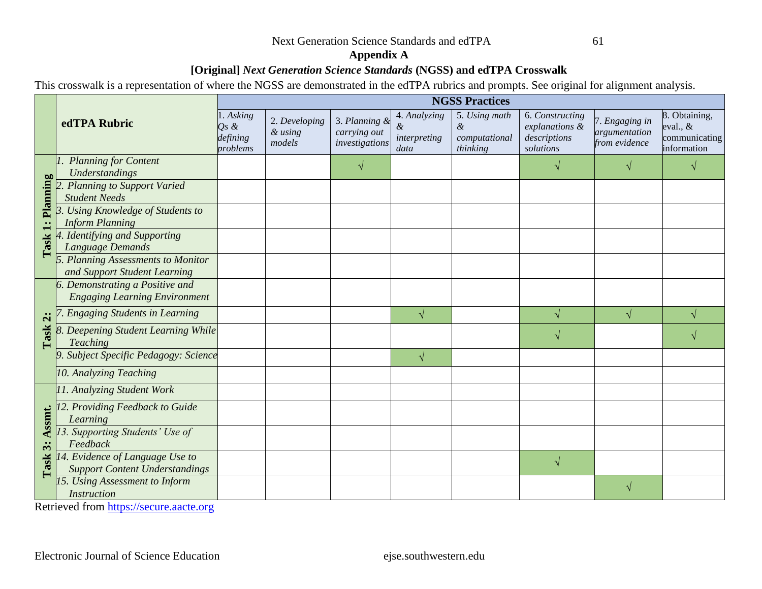## Appendix A

### [Original] *Next Generation Science Standards* (NGSS) and edTPA Crosswalk

This crosswalk is a representation of where the NGSS are demonstrated in the edTPA rubrics and prompts. See original for alignment analysis.

| | edTPA Rubric | NGSS Practices | | | | | | | |
|---|---|---|---|---|---|---|---|---|---|
| | | *1. Asking Qs & defining problems* | *2. Developing & using models* | *3. Planning & carrying out investigations* | *4. Analyzing & interpreting data* | *5. Using math & computational thinking* | *6. Constructing explanations & descriptions solutions* | *7. Engaging in argumentation from evidence* | 8. Obtaining, eval., & communicating information |
| **Task 1: Planning** | *1. Planning for Content Understandings* | | | √ | | | √ | √ | √ |
| | *2. Planning to Support Varied Student Needs* | | | | | | | | |
| | *3. Using Knowledge of Students to Inform Planning* | | | | | | | | |
| | *4. Identifying and Supporting Language Demands* | | | | | | | | |
| | *5. Planning Assessments to Monitor and Support Student Learning* | | | | | | | | |
| **Task 2:** | *6. Demonstrating a Positive and Engaging Learning Environment* | | | | | | | | |
| | *7. Engaging Students in Learning* | | | | √ | | √ | √ | √ |
| | *8. Deepening Student Learning While Teaching* | | | | | | √ | | √ |
| | *9. Subject Specific Pedagogy: Science* | | | | √ | | | | |
| | *10. Analyzing Teaching* | | | | | | | | |
| **Task 3: Assmt.** | *11. Analyzing Student Work* | | | | | | | | |
| | *12. Providing Feedback to Guide Learning* | | | | | | | | |
| | *13. Supporting Students' Use of Feedback* | | | | | | | | |
| | *14. Evidence of Language Use to Support Content Understandings* | | | | | | √ | | |
| | *15. Using Assessment to Inform Instruction* | | | | | | | √ | |

Retrieved from https://secure.aacte.org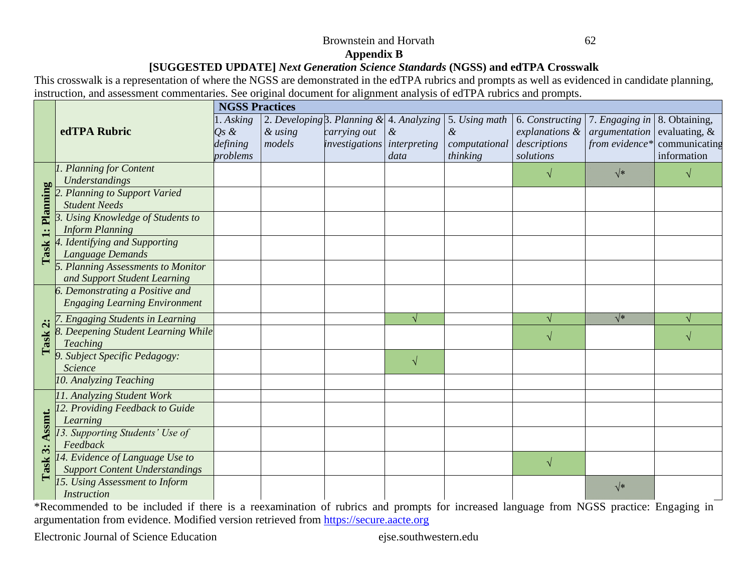## Appendix B

### [SUGGESTED UPDATE] *Next Generation Science Standards* (NGSS) and edTPA Crosswalk

This crosswalk is a representation of where the NGSS are demonstrated in the edTPA rubrics and prompts as well as evidenced in candidate planning, instruction, and assessment commentaries. See original document for alignment analysis of edTPA rubrics and prompts.

| | edTPA Rubric | NGSS Practices | | | | | | | |
|---|---|---|---|---|---|---|---|---|---|
| | | *1. Asking Qs & defining problems* | 2. *Developing & using models* | *3. Planning & carrying out investigations* | 4. *Analyzing & interpreting data* | 5. *Using math & computational thinking* | 6. *Constructing explanations & descriptions solutions* | 7. *Engaging in argumentation from evidence\** | 8. Obtaining, evaluating, & communicating information |
| Task 1: Planning | *1. Planning for Content Understandings* | | | | | | √ | √* | √ |
| | *2. Planning to Support Varied Student Needs* | | | | | | | | |
| | *3. Using Knowledge of Students to Inform Planning* | | | | | | | | |
| | *4. Identifying and Supporting Language Demands* | | | | | | | | |
| | *5. Planning Assessments to Monitor and Support Student Learning* | | | | | | | | |
| Task 2: | *6. Demonstrating a Positive and Engaging Learning Environment* | | | | | | | | |
| | *7. Engaging Students in Learning* | | | | √ | | √ | √* | √ |
| | *8. Deepening Student Learning While Teaching* | | | | | | √ | | √ |
| | *9. Subject Specific Pedagogy: Science* | | | | √ | | | | |
| | *10. Analyzing Teaching* | | | | | | | | |
| Task 3: Assmt. | *11. Analyzing Student Work* | | | | | | | | |
| | *12. Providing Feedback to Guide Learning* | | | | | | | | |
| | *13. Supporting Students' Use of Feedback* | | | | | | | | |
| | *14. Evidence of Language Use to Support Content Understandings* | | | | | | √ | | |
| | *15. Using Assessment to Inform Instruction* | | | | | | | √* | |

*Recommended to be included if there is a reexamination of rubrics and prompts for increased language from NGSS practice: Engaging in argumentation from evidence. Modified version retrieved from https://secure.aacte.org